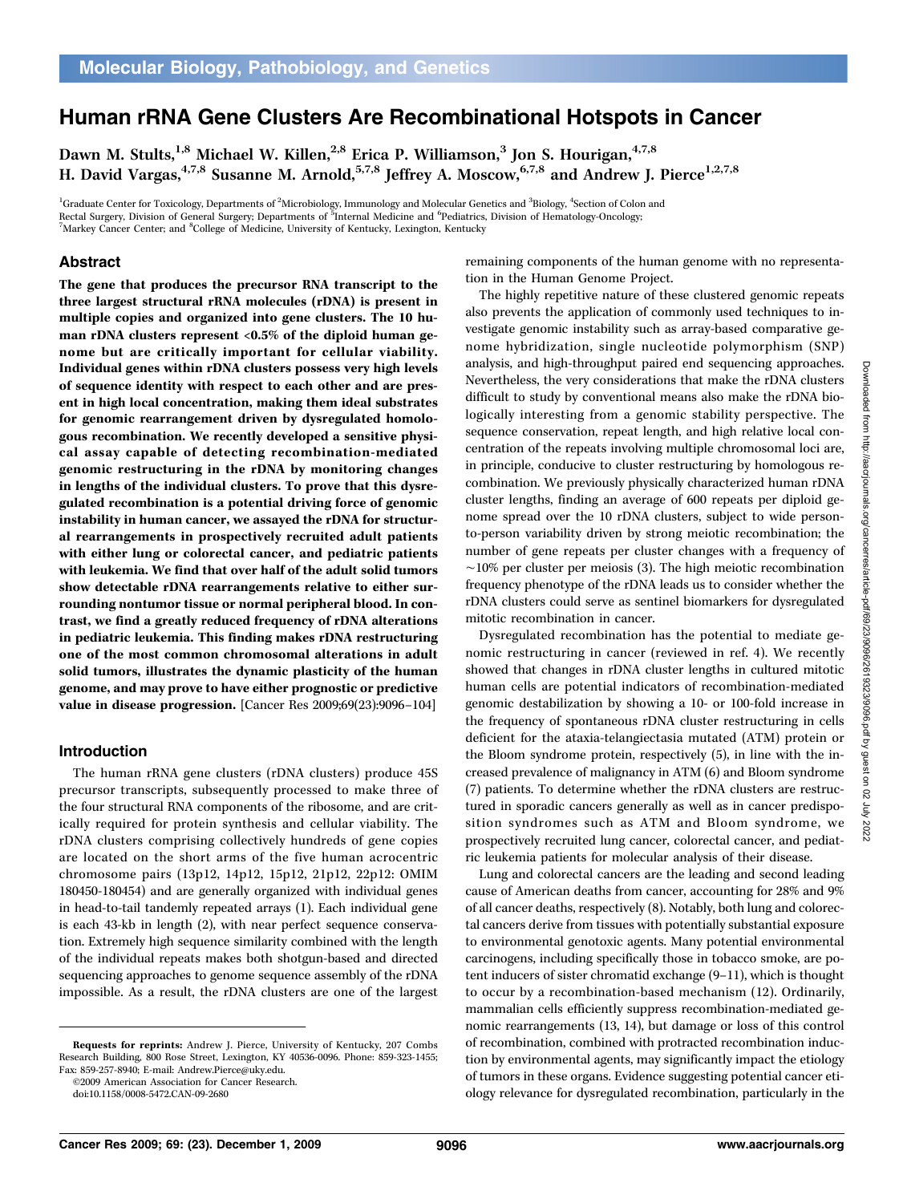Molecular Biology, Pathobiology, and Genetics

# Human rRNA Gene Clusters Are Recombinational Hotspots in Cancer

Dawn M. Stults,[1,8] Michael W. Killen,[2,8] Erica P. Williamson,[3] Jon S. Hourigan,[4,7,8] H. David Vargas,[4,7,8] Susanne M. Arnold,[5,7,8] Jeffrey A. Moscow,[6,7,8] and Andrew J. Pierce[1,2,7,8]

[1]Graduate Center for Toxicology, Departments of [2]Microbiology, Immunology and Molecular Genetics and [3]Biology, [4]Section of Colon and Rectal Surgery, Division of General Surgery; Departments of [5]Internal Medicine and [6]Pediatrics, Division of Hematology-Oncology; [7]Markey Cancer Center; and [8]College of Medicine, University of Kentucky, Lexington, Kentucky

## Abstract

**The gene that produces the precursor RNA transcript to the three largest structural rRNA molecules (rDNA) is present in multiple copies and organized into gene clusters. The 10 human rDNA clusters represent <0.5% of the diploid human genome but are critically important for cellular viability. Individual genes within rDNA clusters possess very high levels of sequence identity with respect to each other and are present in high local concentration, making them ideal substrates for genomic rearrangement driven by dysregulated homologous recombination. We recently developed a sensitive physical assay capable of detecting recombination-mediated genomic restructuring in the rDNA by monitoring changes in lengths of the individual clusters. To prove that this dysregulated recombination is a potential driving force of genomic instability in human cancer, we assayed the rDNA for structural rearrangements in prospectively recruited adult patients with either lung or colorectal cancer, and pediatric patients with leukemia. We find that over half of the adult solid tumors show detectable rDNA rearrangements relative to either surrounding nontumor tissue or normal peripheral blood. In contrast, we find a greatly reduced frequency of rDNA alterations in pediatric leukemia. This finding makes rDNA restructuring one of the most common chromosomal alterations in adult solid tumors, illustrates the dynamic plasticity of the human genome, and may prove to have either prognostic or predictive value in disease progression.** [Cancer Res 2009;69(23):9096–104]

## Introduction

The human rRNA gene clusters (rDNA clusters) produce 45S precursor transcripts, subsequently processed to make three of the four structural RNA components of the ribosome, and are critically required for protein synthesis and cellular viability. The rDNA clusters comprising collectively hundreds of gene copies are located on the short arms of the five human acrocentric chromosome pairs (13p12, 14p12, 15p12, 21p12, 22p12: OMIM 180450-180454) and are generally organized with individual genes in head-to-tail tandemly repeated arrays (1). Each individual gene is each 43-kb in length (2), with near perfect sequence conservation. Extremely high sequence similarity combined with the length of the individual repeats makes both shotgun-based and directed sequencing approaches to genome sequence assembly of the rDNA impossible. As a result, the rDNA clusters are one of the largest remaining components of the human genome with no representation in the Human Genome Project.

The highly repetitive nature of these clustered genomic repeats also prevents the application of commonly used techniques to investigate genomic instability such as array-based comparative genome hybridization, single nucleotide polymorphism (SNP) analysis, and high-throughput paired end sequencing approaches. Nevertheless, the very considerations that make the rDNA clusters difficult to study by conventional means also make the rDNA biologically interesting from a genomic stability perspective. The sequence conservation, repeat length, and high relative local concentration of the repeats involving multiple chromosomal loci are, in principle, conducive to cluster restructuring by homologous recombination. We previously physically characterized human rDNA cluster lengths, finding an average of 600 repeats per diploid genome spread over the 10 rDNA clusters, subject to wide person-to-person variability driven by strong meiotic recombination; the number of gene repeats per cluster changes with a frequency of ~10% per cluster per meiosis (3). The high meiotic recombination frequency phenotype of the rDNA leads us to consider whether the rDNA clusters could serve as sentinel biomarkers for dysregulated mitotic recombination in cancer.

Dysregulated recombination has the potential to mediate genomic restructuring in cancer (reviewed in ref. 4). We recently showed that changes in rDNA cluster lengths in cultured mitotic human cells are potential indicators of recombination-mediated genomic destabilization by showing a 10- or 100-fold increase in the frequency of spontaneous rDNA cluster restructuring in cells deficient for the ataxia-telangiectasia mutated (ATM) protein or the Bloom syndrome protein, respectively (5), in line with the increased prevalence of malignancy in ATM (6) and Bloom syndrome (7) patients. To determine whether the rDNA clusters are restructured in sporadic cancers generally as well as in cancer predisposition syndromes such as ATM and Bloom syndrome, we prospectively recruited lung cancer, colorectal cancer, and pediatric leukemia patients for molecular analysis of their disease.

Lung and colorectal cancers are the leading and second leading cause of American deaths from cancer, accounting for 28% and 9% of all cancer deaths, respectively (8). Notably, both lung and colorectal cancers derive from tissues with potentially substantial exposure to environmental genotoxic agents. Many potential environmental carcinogens, including specifically those in tobacco smoke, are potent inducers of sister chromatid exchange (9–11), which is thought to occur by a recombination-based mechanism (12). Ordinarily, mammalian cells efficiently suppress recombination-mediated genomic rearrangements (13, 14), but damage or loss of this control of recombination, combined with protracted recombination induction by environmental agents, may significantly impact the etiology of tumors in these organs. Evidence suggesting potential cancer etiology relevance for dysregulated recombination, particularly in the

**Requests for reprints:** Andrew J. Pierce, University of Kentucky, 207 Combs Research Building, 800 Rose Street, Lexington, KY 40536-0096. Phone: 859-323-1455; Fax: 859-257-8940; E-mail: Andrew.Pierce@uky.edu.

©2009 American Association for Cancer Research.
doi:10.1158/0008-5472.CAN-09-2680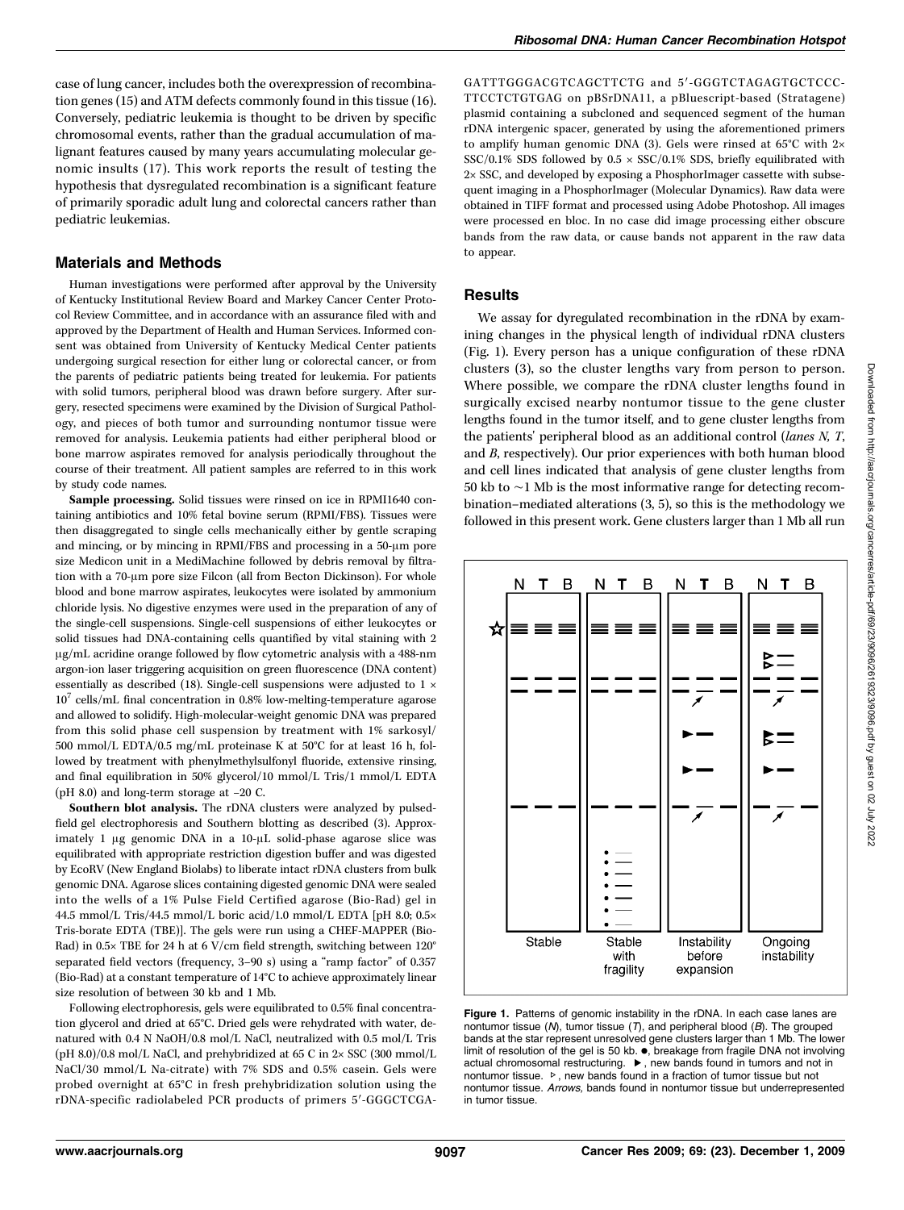case of lung cancer, includes both the overexpression of recombination genes (15) and ATM defects commonly found in this tissue (16). Conversely, pediatric leukemia is thought to be driven by specific chromosomal events, rather than the gradual accumulation of malignant features caused by many years accumulating molecular genomic insults (17). This work reports the result of testing the hypothesis that dysregulated recombination is a significant feature of primarily sporadic adult lung and colorectal cancers rather than pediatric leukemias.

## Materials and Methods

Human investigations were performed after approval by the University of Kentucky Institutional Review Board and Markey Cancer Center Protocol Review Committee, and in accordance with an assurance filed with and approved by the Department of Health and Human Services. Informed consent was obtained from University of Kentucky Medical Center patients undergoing surgical resection for either lung or colorectal cancer, or from the parents of pediatric patients being treated for leukemia. For patients with solid tumors, peripheral blood was drawn before surgery. After surgery, resected specimens were examined by the Division of Surgical Pathology, and pieces of both tumor and surrounding nontumor tissue were removed for analysis. Leukemia patients had either peripheral blood or bone marrow aspirates removed for analysis periodically throughout the course of their treatment. All patient samples are referred to in this work by study code names.

**Sample processing.** Solid tissues were rinsed on ice in RPMI1640 containing antibiotics and 10% fetal bovine serum (RPMI/FBS). Tissues were then disaggregated to single cells mechanically either by gentle scraping and mincing, or by mincing in RPMI/FBS and processing in a 50-μm pore size Medicon unit in a MediMachine followed by debris removal by filtration with a 70-μm pore size Filcon (all from Becton Dickinson). For whole blood and bone marrow aspirates, leukocytes were isolated by ammonium chloride lysis. No digestive enzymes were used in the preparation of any of the single-cell suspensions. Single-cell suspensions of either leukocytes or solid tissues had DNA-containing cells quantified by vital staining with 2 μg/mL acridine orange followed by flow cytometric analysis with a 488-nm argon-ion laser triggering acquisition on green fluorescence (DNA content) essentially as described (18). Single-cell suspensions were adjusted to $1 \times 10^7$ cells/mL final concentration in 0.8% low-melting-temperature agarose and allowed to solidify. High-molecular-weight genomic DNA was prepared from this solid phase cell suspension by treatment with 1% sarkosyl/500 mmol/L EDTA/0.5 mg/mL proteinase K at 50°C for at least 16 h, followed by treatment with phenylmethylsulfonyl fluoride, extensive rinsing, and final equilibration in 50% glycerol/10 mmol/L Tris/1 mmol/L EDTA (pH 8.0) and long-term storage at −20 C.

**Southern blot analysis.** The rDNA clusters were analyzed by pulsed-field gel electrophoresis and Southern blotting as described (3). Approximately 1 μg genomic DNA in a 10-μL solid-phase agarose slice was equilibrated with appropriate restriction digestion buffer and was digested by EcoRV (New England Biolabs) to liberate intact rDNA clusters from bulk genomic DNA. Agarose slices containing digested genomic DNA were sealed into the wells of a 1% Pulse Field Certified agarose (Bio-Rad) gel in 44.5 mmol/L Tris/44.5 mmol/L boric acid/1.0 mmol/L EDTA [pH 8.0; 0.5× Tris-borate EDTA (TBE)]. The gels were run using a CHEF-MAPPER (Bio-Rad) in 0.5× TBE for 24 h at 6 V/cm field strength, switching between 120° separated field vectors (frequency, 3–90 s) using a "ramp factor" of 0.357 (Bio-Rad) at a constant temperature of 14°C to achieve approximately linear size resolution of between 30 kb and 1 Mb.

Following electrophoresis, gels were equilibrated to 0.5% final concentration glycerol and dried at 65°C. Dried gels were rehydrated with water, denatured with 0.4 N NaOH/0.8 mol/L NaCl, neutralized with 0.5 mol/L Tris (pH 8.0)/0.8 mol/L NaCl, and prehybridized at 65 C in 2× SSC (300 mmol/L NaCl/30 mmol/L Na-citrate) with 7% SDS and 0.5% casein. Gels were probed overnight at 65°C in fresh prehybridization solution using the rDNA-specific radiolabeled PCR products of primers 5′-GGGCTCGAGATTTGGGACGTCAGCTTCTG and 5′-GGGTCTAGAGTGCTCCCTTCCTCTGTGAG on pBSrDNA11, a pBluescript-based (Stratagene) plasmid containing a subcloned and sequenced segment of the human rDNA intergenic spacer, generated by using the aforementioned primers to amplify human genomic DNA (3). Gels were rinsed at 65°C with 2× SSC/0.1% SDS followed by 0.5 × SSC/0.1% SDS, briefly equilibrated with 2× SSC, and developed by exposing a PhosphorImager cassette with subsequent imaging in a PhosphorImager (Molecular Dynamics). Raw data were obtained in TIFF format and processed using Adobe Photoshop. All images were processed en bloc. In no case did image processing either obscure bands from the raw data, or cause bands not apparent in the raw data to appear.

## Results

We assay for dyregulated recombination in the rDNA by examining changes in the physical length of individual rDNA clusters (Fig. 1). Every person has a unique configuration of these rDNA clusters (3), so the cluster lengths vary from person to person. Where possible, we compare the rDNA cluster lengths found in surgically excised nearby nontumor tissue to the gene cluster lengths found in the tumor itself, and to gene cluster lengths from the patients' peripheral blood as an additional control (*lanes N, T*, and *B*, respectively). Our prior experiences with both human blood and cell lines indicated that analysis of gene cluster lengths from 50 kb to ~1 Mb is the most informative range for detecting recombination–mediated alterations (3, 5), so this is the methodology we followed in this present work. Gene clusters larger than 1 Mb all run

**Figure 1.** Patterns of genomic instability in the rDNA. In each case lanes are nontumor tissue (*N*), tumor tissue (*T*), and peripheral blood (*B*). The grouped bands at the star represent unresolved gene clusters larger than 1 Mb. The lower limit of resolution of the gel is 50 kb. ●, breakage from fragile DNA not involving actual chromosomal restructuring. ►, new bands found in tumors and not in nontumor tissue. ▷, new bands found in a fraction of tumor tissue but not nontumor tissue. *Arrows*, bands found in nontumor tissue but underrepresented in tumor tissue.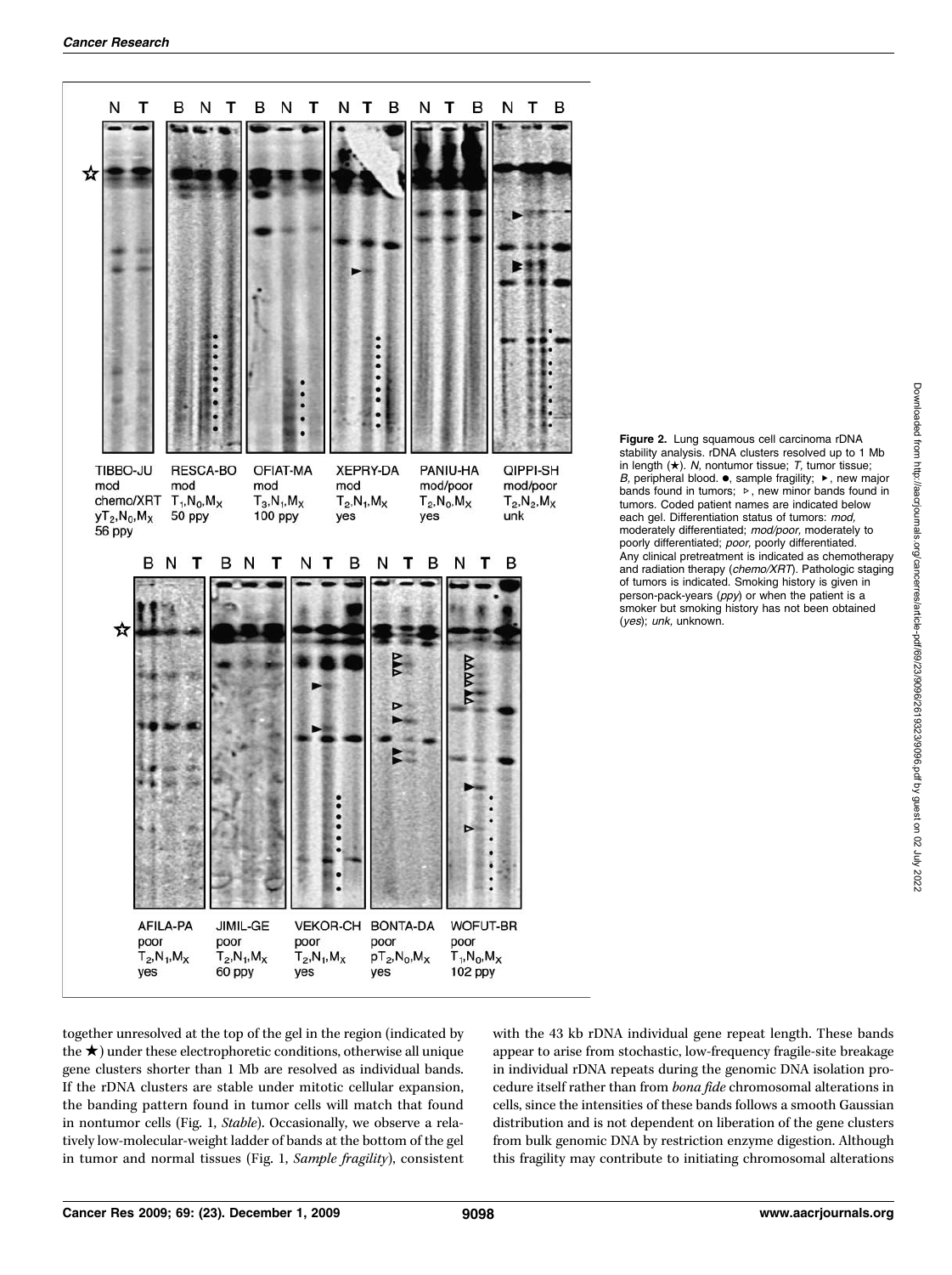**Figure 2.** Lung squamous cell carcinoma rDNA stability analysis. rDNA clusters resolved up to 1 Mb in length (★). *N,* nontumor tissue; *T,* tumor tissue; *B,* peripheral blood. ●, sample fragility; ▸, new major bands found in tumors; ▹, new minor bands found in tumors. Coded patient names are indicated below each gel. Differentiation status of tumors: *mod,* moderately differentiated; *mod/poor,* moderately to poorly differentiated; *poor,* poorly differentiated. Any clinical pretreatment is indicated as chemotherapy and radiation therapy (*chemo/XRT*). Pathologic staging of tumors is indicated. Smoking history is given in person-pack-years (*ppy*) or when the patient is a smoker but smoking history has not been obtained (*yes*); *unk,* unknown.

together unresolved at the top of the gel in the region (indicated by the ★) under these electrophoretic conditions, otherwise all unique gene clusters shorter than 1 Mb are resolved as individual bands. If the rDNA clusters are stable under mitotic cellular expansion, the banding pattern found in tumor cells will match that found in nontumor cells (Fig. 1, *Stable*). Occasionally, we observe a relatively low-molecular-weight ladder of bands at the bottom of the gel in tumor and normal tissues (Fig. 1, *Sample fragility*), consistent with the 43 kb rDNA individual gene repeat length. These bands appear to arise from stochastic, low-frequency fragile-site breakage in individual rDNA repeats during the genomic DNA isolation procedure itself rather than from *bona fide* chromosomal alterations in cells, since the intensities of these bands follows a smooth Gaussian distribution and is not dependent on liberation of the gene clusters from bulk genomic DNA by restriction enzyme digestion. Although this fragility may contribute to initiating chromosomal alterations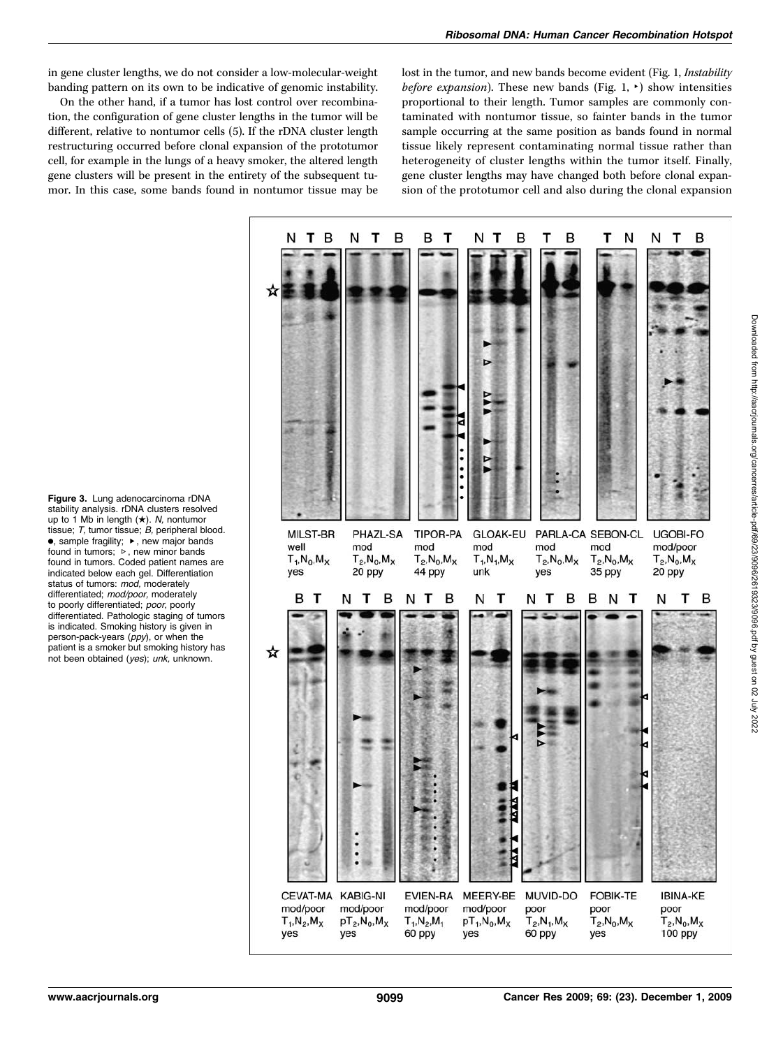in gene cluster lengths, we do not consider a low-molecular-weight banding pattern on its own to be indicative of genomic instability.

On the other hand, if a tumor has lost control over recombination, the configuration of gene cluster lengths in the tumor will be different, relative to nontumor cells (5). If the rDNA cluster length restructuring occurred before clonal expansion of the prototumor cell, for example in the lungs of a heavy smoker, the altered length gene clusters will be present in the entirety of the subsequent tumor. In this case, some bands found in nontumor tissue may be lost in the tumor, and new bands become evident (Fig. 1, *Instability before expansion*). These new bands (Fig. 1, ▸) show intensities proportional to their length. Tumor samples are commonly contaminated with nontumor tissue, so fainter bands in the tumor sample occurring at the same position as bands found in normal tissue likely represent contaminating normal tissue rather than heterogeneity of cluster lengths within the tumor itself. Finally, gene cluster lengths may have changed both before clonal expansion of the prototumor cell and also during the clonal expansion

**Figure 3.** Lung adenocarcinoma rDNA stability analysis. rDNA clusters resolved up to 1 Mb in length (★). *N*, nontumor tissue; *T*, tumor tissue; *B*, peripheral blood. ●, sample fragility; ▸, new major bands found in tumors; ▹, new minor bands found in tumors. Coded patient names are indicated below each gel. Differentiation status of tumors: *mod*, moderately differentiated; *mod/poor*, moderately to poorly differentiated; *poor*, poorly differentiated. Pathologic staging of tumors is indicated. Smoking history is given in person-pack-years (*ppy*), or when the patient is a smoker but smoking history has not been obtained (*yes*); *unk*, unknown.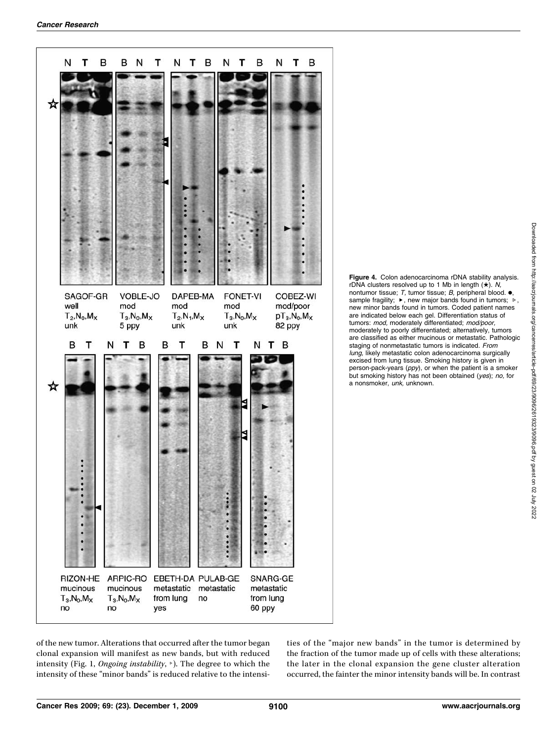**Figure 4.** Colon adenocarcinoma rDNA stability analysis. rDNA clusters resolved up to 1 Mb in length (★). *N*, nontumor tissue; *T*, tumor tissue; *B*, peripheral blood. ●, sample fragility; ►, new major bands found in tumors; ▹, new minor bands found in tumors. Coded patient names are indicated below each gel. Differentiation status of tumors: *mod*, moderately differentiated; *mod/poor*, moderately to poorly differentiated; alternatively, tumors are classified as either mucinous or metastatic. Pathologic staging of nonmetastatic tumors is indicated. *From lung*, likely metastatic colon adenocarcinoma surgically excised from lung tissue. Smoking history is given in person-pack-years (*ppy*), or when the patient is a smoker but smoking history has not been obtained (*yes*); *no*, for a nonsmoker, *unk*, unknown.

of the new tumor. Alterations that occurred after the tumor began clonal expansion will manifest as new bands, but with reduced intensity (Fig. 1, *Ongoing instability*, ▹). The degree to which the intensity of these "minor bands" is reduced relative to the intensities of the "major new bands" in the tumor is determined by the fraction of the tumor made up of cells with these alterations; the later in the clonal expansion the gene cluster alteration occurred, the fainter the minor intensity bands will be. In contrast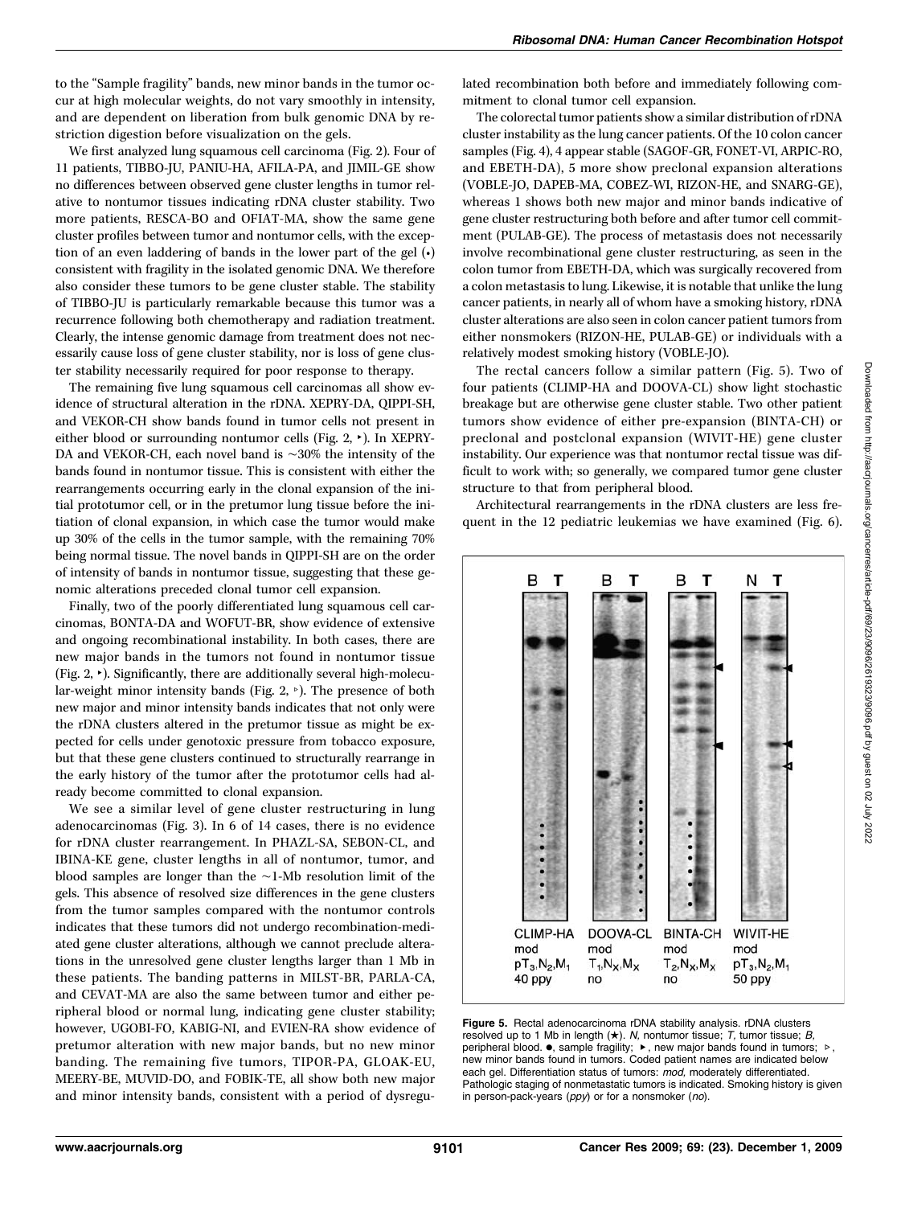to the "Sample fragility" bands, new minor bands in the tumor occur at high molecular weights, do not vary smoothly in intensity, and are dependent on liberation from bulk genomic DNA by restriction digestion before visualization on the gels.

We first analyzed lung squamous cell carcinoma (Fig. 2). Four of 11 patients, TIBBO-JU, PANIU-HA, AFILA-PA, and JIMIL-GE show no differences between observed gene cluster lengths in tumor relative to nontumor tissues indicating rDNA cluster stability. Two more patients, RESCA-BO and OFIAT-MA, show the same gene cluster profiles between tumor and nontumor cells, with the exception of an even laddering of bands in the lower part of the gel (•) consistent with fragility in the isolated genomic DNA. We therefore also consider these tumors to be gene cluster stable. The stability of TIBBO-JU is particularly remarkable because this tumor was a recurrence following both chemotherapy and radiation treatment. Clearly, the intense genomic damage from treatment does not necessarily cause loss of gene cluster stability, nor is loss of gene cluster stability necessarily required for poor response to therapy.

The remaining five lung squamous cell carcinomas all show evidence of structural alteration in the rDNA. XEPRY-DA, QIPPI-SH, and VEKOR-CH show bands found in tumor cells not present in either blood or surrounding nontumor cells (Fig. 2, ▸). In XEPRY-DA and VEKOR-CH, each novel band is ~30% the intensity of the bands found in nontumor tissue. This is consistent with either the rearrangements occurring early in the clonal expansion of the initial prototumor cell, or in the pretumor lung tissue before the initiation of clonal expansion, in which case the tumor would make up 30% of the cells in the tumor sample, with the remaining 70% being normal tissue. The novel bands in QIPPI-SH are on the order of intensity of bands in nontumor tissue, suggesting that these genomic alterations preceded clonal tumor cell expansion.

Finally, two of the poorly differentiated lung squamous cell carcinomas, BONTA-DA and WOFUT-BR, show evidence of extensive and ongoing recombinational instability. In both cases, there are new major bands in the tumors not found in nontumor tissue (Fig. 2, ▸). Significantly, there are additionally several high-molecular-weight minor intensity bands (Fig. 2, ▹). The presence of both new major and minor intensity bands indicates that not only were the rDNA clusters altered in the pretumor tissue as might be expected for cells under genotoxic pressure from tobacco exposure, but that these gene clusters continued to structurally rearrange in the early history of the tumor after the prototumor cells had already become committed to clonal expansion.

We see a similar level of gene cluster restructuring in lung adenocarcinomas (Fig. 3). In 6 of 14 cases, there is no evidence for rDNA cluster rearrangement. In PHAZL-SA, SEBON-CL, and IBINA-KE gene, cluster lengths in all of nontumor, tumor, and blood samples are longer than the ~1-Mb resolution limit of the gels. This absence of resolved size differences in the gene clusters from the tumor samples compared with the nontumor controls indicates that these tumors did not undergo recombination-mediated gene cluster alterations, although we cannot preclude alterations in the unresolved gene cluster lengths larger than 1 Mb in these patients. The banding patterns in MILST-BR, PARLA-CA, and CEVAT-MA are also the same between tumor and either peripheral blood or normal lung, indicating gene cluster stability; however, UGOBI-FO, KABIG-NI, and EVIEN-RA show evidence of pretumor alteration with new major bands, but no new minor banding. The remaining five tumors, TIPOR-PA, GLOAK-EU, MEERY-BE, MUVID-DO, and FOBIK-TE, all show both new major and minor intensity bands, consistent with a period of dysregulated recombination both before and immediately following commitment to clonal tumor cell expansion.

The colorectal tumor patients show a similar distribution of rDNA cluster instability as the lung cancer patients. Of the 10 colon cancer samples (Fig. 4), 4 appear stable (SAGOF-GR, FONET-VI, ARPIC-RO, and EBETH-DA), 5 more show preclonal expansion alterations (VOBLE-JO, DAPEB-MA, COBEZ-WI, RIZON-HE, and SNARG-GE), whereas 1 shows both new major and minor bands indicative of gene cluster restructuring both before and after tumor cell commitment (PULAB-GE). The process of metastasis does not necessarily involve recombinational gene cluster restructuring, as seen in the colon tumor from EBETH-DA, which was surgically recovered from a colon metastasis to lung. Likewise, it is notable that unlike the lung cancer patients, in nearly all of whom have a smoking history, rDNA cluster alterations are also seen in colon cancer patient tumors from either nonsmokers (RIZON-HE, PULAB-GE) or individuals with a relatively modest smoking history (VOBLE-JO).

The rectal cancers follow a similar pattern (Fig. 5). Two of four patients (CLIMP-HA and DOOVA-CL) show light stochastic breakage but are otherwise gene cluster stable. Two other patient tumors show evidence of either pre-expansion (BINTA-CH) or preclonal and postclonal expansion (WIVIT-HE) gene cluster instability. Our experience was that nontumor rectal tissue was difficult to work with; so generally, we compared tumor gene cluster structure to that from peripheral blood.

Architectural rearrangements in the rDNA clusters are less frequent in the 12 pediatric leukemias we have examined (Fig. 6).

| | CLIMP-HA | DOOVA-CL | BINTA-CH | WIVIT-HE |
|---|---|---|---|---|
| Lanes | B T | B T | B T | N T |
| Differentiation | mod | mod | mod | mod |
| Staging | $pT_3,N_2,M_1$ | $T_1,N_X,M_X$ | $T_2,N_X,M_X$ | $pT_3,N_2,M_1$ |
| Smoking | 40 ppy | no | no | 50 ppy |

**Figure 5.** Rectal adenocarcinoma rDNA stability analysis. rDNA clusters resolved up to 1 Mb in length (★). *N,* nontumor tissue; *T,* tumor tissue; *B,* peripheral blood. ●, sample fragility; ▸, new major bands found in tumors; ▹, new minor bands found in tumors. Coded patient names are indicated below each gel. Differentiation status of tumors: *mod,* moderately differentiated. Pathologic staging of nonmetastatic tumors is indicated. Smoking history is given in person-pack-years (*ppy*) or for a nonsmoker (*no*).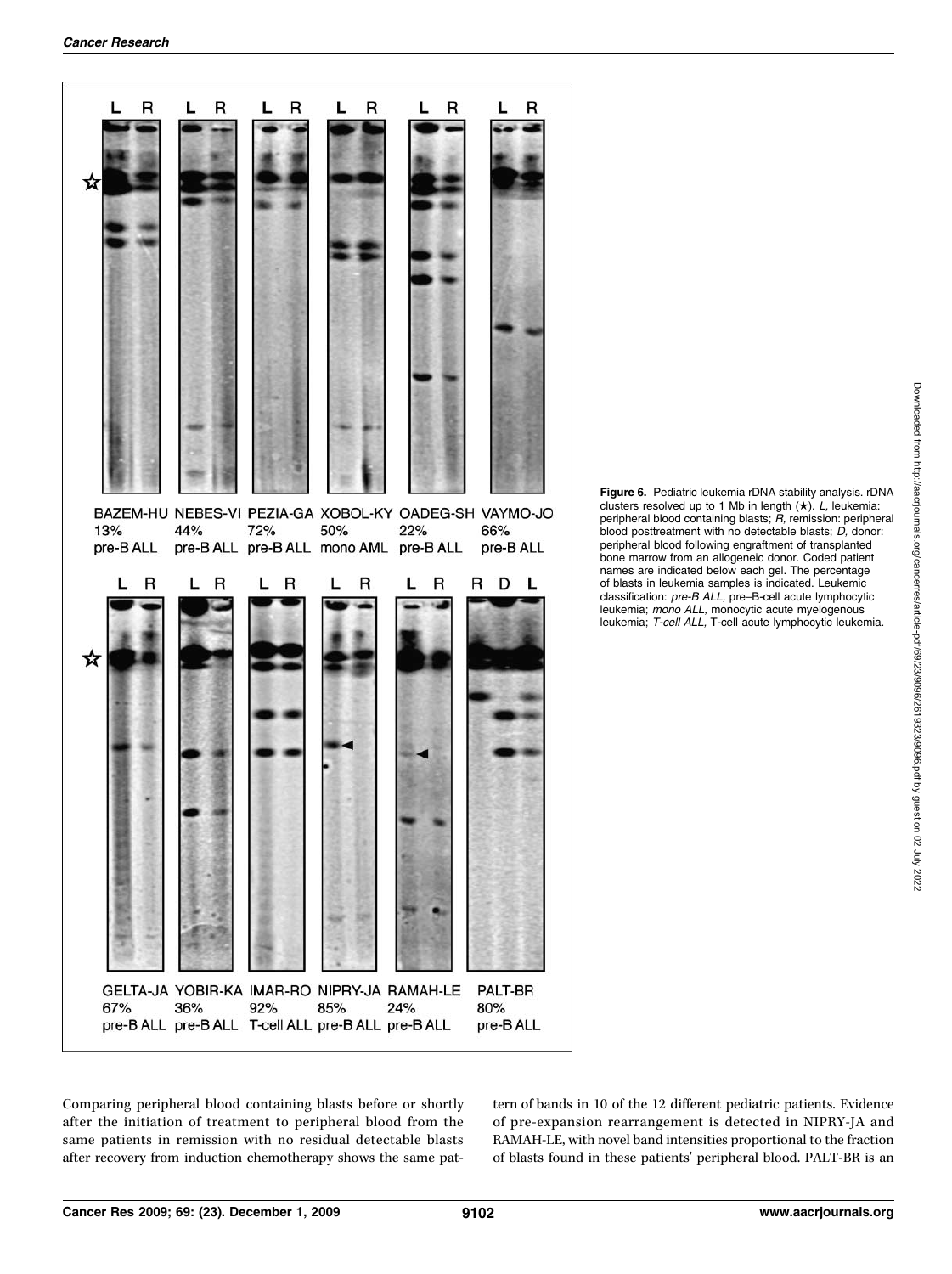**Figure 6.** Pediatric leukemia rDNA stability analysis. rDNA clusters resolved up to 1 Mb in length (★). *L*, leukemia: peripheral blood containing blasts; *R*, remission: peripheral blood posttreatment with no detectable blasts; *D*, donor: peripheral blood following engraftment of transplanted bone marrow from an allogeneic donor. Coded patient names are indicated below each gel. The percentage of blasts in leukemia samples is indicated. Leukemic classification: *pre-B ALL*, pre–B-cell acute lymphocytic leukemia; *mono ALL*, monocytic acute myelogenous leukemia; *T-cell ALL*, T-cell acute lymphocytic leukemia.

Comparing peripheral blood containing blasts before or shortly after the initiation of treatment to peripheral blood from the same patients in remission with no residual detectable blasts after recovery from induction chemotherapy shows the same pattern of bands in 10 of the 12 different pediatric patients. Evidence of pre-expansion rearrangement is detected in NIPRY-JA and RAMAH-LE, with novel band intensities proportional to the fraction of blasts found in these patients' peripheral blood. PALT-BR is an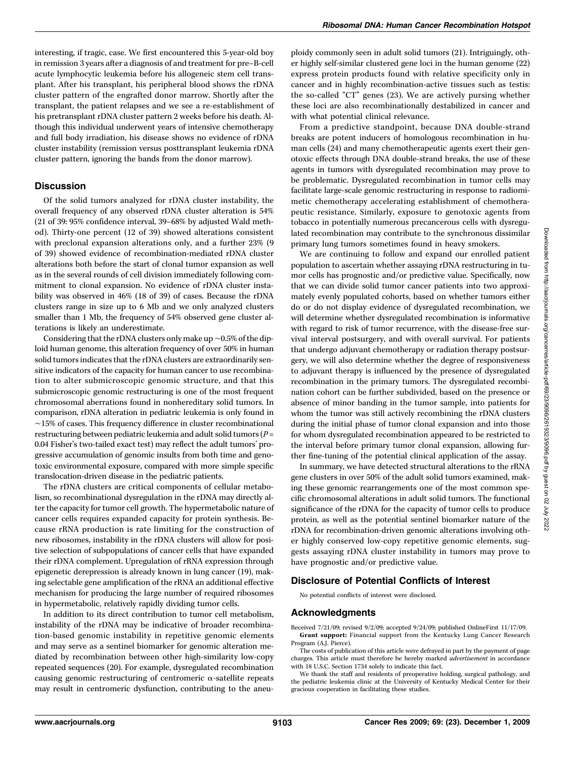interesting, if tragic, case. We first encountered this 5-year-old boy in remission 3 years after a diagnosis of and treatment for pre–B-cell acute lymphocytic leukemia before his allogeneic stem cell transplant. After his transplant, his peripheral blood shows the rDNA cluster pattern of the engrafted donor marrow. Shortly after the transplant, the patient relapses and we see a re-establishment of his pretransplant rDNA cluster pattern 2 weeks before his death. Although this individual underwent years of intensive chemotherapy and full body irradiation, his disease shows no evidence of rDNA cluster instability (remission versus posttransplant leukemia rDNA cluster pattern, ignoring the bands from the donor marrow).

## Discussion

Of the solid tumors analyzed for rDNA cluster instability, the overall frequency of any observed rDNA cluster alteration is 54% (21 of 39: 95% confidence interval, 39–68% by adjusted Wald method). Thirty-one percent (12 of 39) showed alterations consistent with preclonal expansion alterations only, and a further 23% (9 of 39) showed evidence of recombination-mediated rDNA cluster alterations both before the start of clonal tumor expansion as well as in the several rounds of cell division immediately following commitment to clonal expansion. No evidence of rDNA cluster instability was observed in 46% (18 of 39) of cases. Because the rDNA clusters range in size up to 6 Mb and we only analyzed clusters smaller than 1 Mb, the frequency of 54% observed gene cluster alterations is likely an underestimate.

Considering that the rDNA clusters only make up ~0.5% of the diploid human genome, this alteration frequency of over 50% in human solid tumors indicates that the rDNA clusters are extraordinarily sensitive indicators of the capacity for human cancer to use recombination to alter submicroscopic genomic structure, and that this submicroscopic genomic restructuring is one of the most frequent chromosomal aberrations found in nonhereditary solid tumors. In comparison, rDNA alteration in pediatric leukemia is only found in ~15% of cases. This frequency difference in cluster recombinational restructuring between pediatric leukemia and adult solid tumors ($P$ = 0.04 Fisher's two-tailed exact test) may reflect the adult tumors' progressive accumulation of genomic insults from both time and genotoxic environmental exposure, compared with more simple specific translocation-driven disease in the pediatric patients.

The rDNA clusters are critical components of cellular metabolism, so recombinational dysregulation in the rDNA may directly alter the capacity for tumor cell growth. The hypermetabolic nature of cancer cells requires expanded capacity for protein synthesis. Because rRNA production is rate limiting for the construction of new ribosomes, instability in the rDNA clusters will allow for positive selection of subpopulations of cancer cells that have expanded their rDNA complement. Upregulation of rRNA expression through epigenetic derepression is already known in lung cancer (19), making selectable gene amplification of the rRNA an additional effective mechanism for producing the large number of required ribosomes in hypermetabolic, relatively rapidly dividing tumor cells.

In addition to its direct contribution to tumor cell metabolism, instability of the rDNA may be indicative of broader recombination-based genomic instability in repetitive genomic elements and may serve as a sentinel biomarker for genomic alteration mediated by recombination between other high-similarity low-copy repeated sequences (20). For example, dysregulated recombination causing genomic restructuring of centromeric α-satellite repeats may result in centromeric dysfunction, contributing to the aneuploidy commonly seen in adult solid tumors (21). Intriguingly, other highly self-similar clustered gene loci in the human genome (22) express protein products found with relative specificity only in cancer and in highly recombination-active tissues such as testis: the so-called "CT" genes (23). We are actively pursing whether these loci are also recombinationally destabilized in cancer and with what potential clinical relevance.

From a predictive standpoint, because DNA double-strand breaks are potent inducers of homologous recombination in human cells (24) and many chemotherapeutic agents exert their genotoxic effects through DNA double-strand breaks, the use of these agents in tumors with dysregulated recombination may prove to be problematic. Dysregulated recombination in tumor cells may facilitate large-scale genomic restructuring in response to radiomimetic chemotherapy accelerating establishment of chemotherapeutic resistance. Similarly, exposure to genotoxic agents from tobacco in potentially numerous precancerous cells with dysregulated recombination may contribute to the synchronous dissimilar primary lung tumors sometimes found in heavy smokers.

We are continuing to follow and expand our enrolled patient population to ascertain whether assaying rDNA restructuring in tumor cells has prognostic and/or predictive value. Specifically, now that we can divide solid tumor cancer patients into two approximately evenly populated cohorts, based on whether tumors either do or do not display evidence of dysregulated recombination, we will determine whether dysregulated recombination is informative with regard to risk of tumor recurrence, with the disease-free survival interval postsurgery, and with overall survival. For patients that undergo adjuvant chemotherapy or radiation therapy postsurgery, we will also determine whether the degree of responsiveness to adjuvant therapy is influenced by the presence of dysregulated recombination in the primary tumors. The dysregulated recombination cohort can be further subdivided, based on the presence or absence of minor banding in the tumor sample, into patients for whom the tumor was still actively recombining the rDNA clusters during the initial phase of tumor clonal expansion and into those for whom dysregulated recombination appeared to be restricted to the interval before primary tumor clonal expansion, allowing further fine-tuning of the potential clinical application of the assay.

In summary, we have detected structural alterations to the rRNA gene clusters in over 50% of the adult solid tumors examined, making these genomic rearrangements one of the most common specific chromosomal alterations in adult solid tumors. The functional significance of the rDNA for the capacity of tumor cells to produce protein, as well as the potential sentinel biomarker nature of the rDNA for recombination-driven genomic alterations involving other highly conserved low-copy repetitive genomic elements, suggests assaying rDNA cluster instability in tumors may prove to have prognostic and/or predictive value.

## Disclosure of Potential Conflicts of Interest

No potential conflicts of interest were disclosed.

## Acknowledgments

Received 7/21/09; revised 9/2/09; accepted 9/24/09; published OnlineFirst 11/17/09.

**Grant support:** Financial support from the Kentucky Lung Cancer Research Program (A.J. Pierce).

The costs of publication of this article were defrayed in part by the payment of page charges. This article must therefore be hereby marked *advertisement* in accordance with 18 U.S.C. Section 1734 solely to indicate this fact.

We thank the staff and residents of preoperative holding, surgical pathology, and the pediatric leukemia clinic at the University of Kentucky Medical Center for their gracious cooperation in facilitating these studies.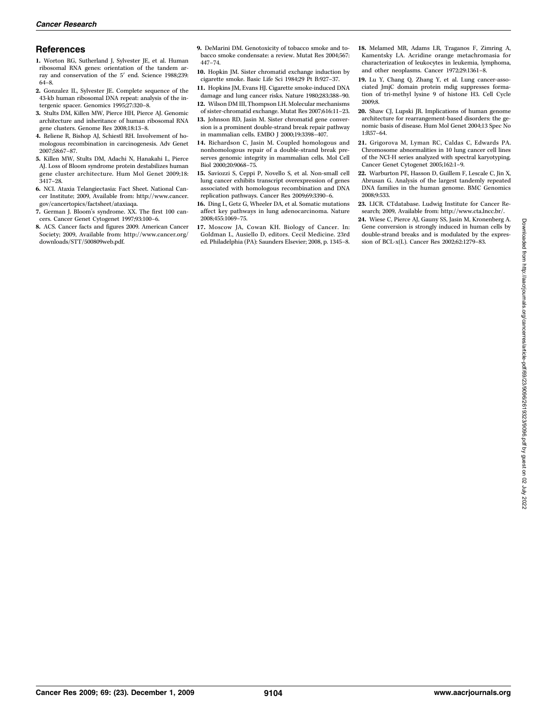## References

1. Worton RG, Sutherland J, Sylvester JE, et al. Human ribosomal RNA genes: orientation of the tandem array and conservation of the 5′ end. Science 1988;239:64–8.
2. Gonzalez IL, Sylvester JE. Complete sequence of the 43-kb human ribosomal DNA repeat: analysis of the intergenic spacer. Genomics 1995;27:320–8.
3. Stults DM, Killen MW, Pierce HH, Pierce AJ. Genomic architecture and inheritance of human ribosomal RNA gene clusters. Genome Res 2008;18:13–8.
4. Reliene R, Bishop AJ, Schiestl RH. Involvement of homologous recombination in carcinogenesis. Adv Genet 2007;58:67–87.
5. Killen MW, Stults DM, Adachi N, Hanakahi L, Pierce AJ. Loss of Bloom syndrome protein destabilizes human gene cluster architecture. Hum Mol Genet 2009;18:3417–28.
6. NCI. Ataxia Telangiectasia: Fact Sheet. National Cancer Institute; 2009, Available from: http://www.cancer.gov/cancertopics/factsheet/ataxiaqa.
7. German J. Bloom's syndrome. XX. The first 100 cancers. Cancer Genet Cytogenet 1997;93:100–6.
8. ACS. Cancer facts and figures 2009. American Cancer Society; 2009, Available from: http://www.cancer.org/downloads/STT/500809web.pdf.
9. DeMarini DM. Genotoxicity of tobacco smoke and tobacco smoke condensate: a review. Mutat Res 2004;567:447–74.
10. Hopkin JM. Sister chromatid exchange induction by cigarette smoke. Basic Life Sci 1984;29 Pt B:927–37.
11. Hopkins JM, Evans HJ. Cigarette smoke-induced DNA damage and lung cancer risks. Nature 1980;283:388–90.
12. Wilson DM III, Thompson LH. Molecular mechanisms of sister-chromatid exchange. Mutat Res 2007;616:11–23.
13. Johnson RD, Jasin M. Sister chromatid gene conversion is a prominent double-strand break repair pathway in mammalian cells. EMBO J 2000;19:3398–407.
14. Richardson C, Jasin M. Coupled homologous and nonhomologous repair of a double-strand break preserves genomic integrity in mammalian cells. Mol Cell Biol 2000;20:9068–75.
15. Saviozzi S, Ceppi P, Novello S, et al. Non-small cell lung cancer exhibits transcript overexpression of genes associated with homologous recombination and DNA replication pathways. Cancer Res 2009;69:3390–6.
16. Ding L, Getz G, Wheeler DA, et al. Somatic mutations affect key pathways in lung adenocarcinoma. Nature 2008;455:1069–75.
17. Moscow JA, Cowan KH. Biology of Cancer. In: Goldman L, Ausiello D, editors. Cecil Medicine. 23rd ed. Philadelphia (PA): Saunders Elsevier; 2008, p. 1345–8.
18. Melamed MR, Adams LR, Traganos F, Zimring A, Kamentsky LA. Acridine orange metachromasia for characterization of leukocytes in leukemia, lymphoma, and other neoplasms. Cancer 1972;29:1361–8.
19. Lu Y, Chang Q, Zhang Y, et al. Lung cancer-associated JmjC domain protein mdig suppresses formation of tri-methyl lysine 9 of histone H3. Cell Cycle 2009;8.
20. Shaw CJ, Lupski JR. Implications of human genome architecture for rearrangement-based disorders: the genomic basis of disease. Hum Mol Genet 2004;13 Spec No 1:R57–64.
21. Grigorova M, Lyman RC, Caldas C, Edwards PA. Chromosome abnormalities in 10 lung cancer cell lines of the NCI-H series analyzed with spectral karyotyping. Cancer Genet Cytogenet 2005;162:1–9.
22. Warburton PE, Hasson D, Guillem F, Lescale C, Jin X, Abrusan G. Analysis of the largest tandemly repeated DNA families in the human genome. BMC Genomics 2008;9:533.
23. LICR. CTdatabase. Ludwig Institute for Cancer Research; 2009, Available from: http://www.cta.lncc.br/.
24. Wiese C, Pierce AJ, Gauny SS, Jasin M, Kronenberg A. Gene conversion is strongly induced in human cells by double-strand breaks and is modulated by the expression of BCL-x(L). Cancer Res 2002;62:1279–83.